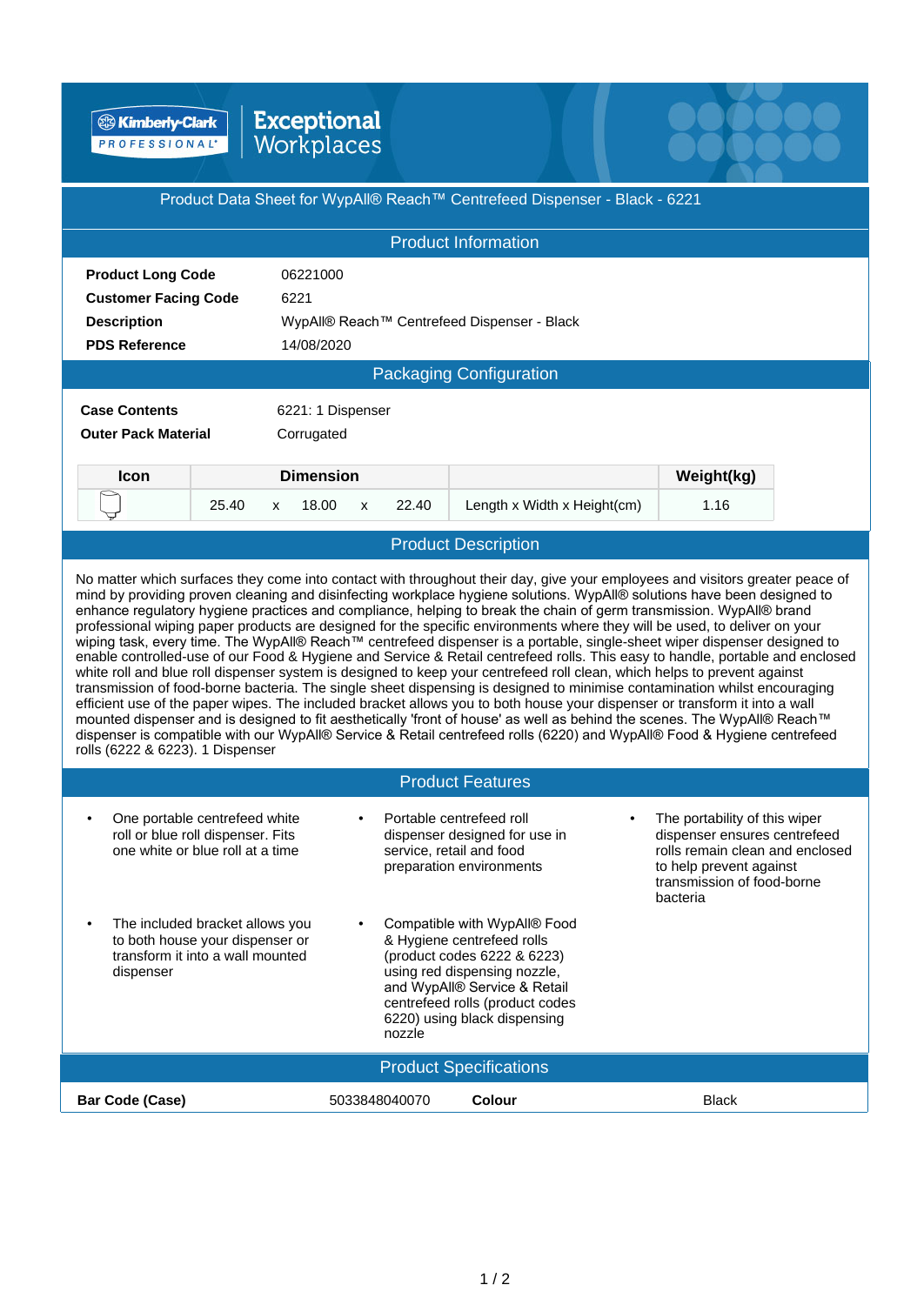Kimberly-Clark PROFESSIONAL | Exceptional Workplaces

# Product Data Sheet for WypAll® Reach™ Centrefeed Dispenser - Black - 6221

## Product Information

| | |
|---|---|
| **Product Long Code** | 06221000 |
| **Customer Facing Code** | 6221 |
| **Description** | WypAll® Reach™ Centrefeed Dispenser - Black |
| **PDS Reference** | 14/08/2020 |

## Packaging Configuration

| | |
|---|---|
| **Case Contents** | 6221: 1 Dispenser |
| **Outer Pack Material** | Corrugated |

| Icon | Dimension | | | | | | Weight(kg) |
|---|---|---|---|---|---|---|---|
| | 25.40 | x | 18.00 | x | 22.40 | Length x Width x Height(cm) | 1.16 |

## Product Description

No matter which surfaces they come into contact with throughout their day, give your employees and visitors greater peace of mind by providing proven cleaning and disinfecting workplace hygiene solutions. WypAll® solutions have been designed to enhance regulatory hygiene practices and compliance, helping to break the chain of germ transmission. WypAll® brand professional wiping paper products are designed for the specific environments where they will be used, to deliver on your wiping task, every time. The WypAll® Reach™ centrefeed dispenser is a portable, single-sheet wiper dispenser designed to enable controlled-use of our Food & Hygiene and Service & Retail centrefeed rolls. This easy to handle, portable and enclosed white roll and blue roll dispenser system is designed to keep your centrefeed roll clean, which helps to prevent against transmission of food-borne bacteria. The single sheet dispensing is designed to minimise contamination whilst encouraging efficient use of the paper wipes. The included bracket allows you to both house your dispenser or transform it into a wall mounted dispenser and is designed to fit aesthetically 'front of house' as well as behind the scenes. The WypAll® Reach™ dispenser is compatible with our WypAll® Service & Retail centrefeed rolls (6220) and WypAll® Food & Hygiene centrefeed rolls (6222 & 6223). 1 Dispenser

## Product Features

- One portable centrefeed white roll or blue roll dispenser. Fits one white or blue roll at a time
- Portable centrefeed roll dispenser designed for use in service, retail and food preparation environments
- The portability of this wiper dispenser ensures centrefeed rolls remain clean and enclosed to help prevent against transmission of food-borne bacteria
- The included bracket allows you to both house your dispenser or transform it into a wall mounted dispenser
- Compatible with WypAll® Food & Hygiene centrefeed rolls (product codes 6222 & 6223) using red dispensing nozzle, and WypAll® Service & Retail centrefeed rolls (product codes 6220) using black dispensing nozzle

## Product Specifications

| | | | |
|---|---|---|---|
| **Bar Code (Case)** | 5033848040070 | **Colour** | Black |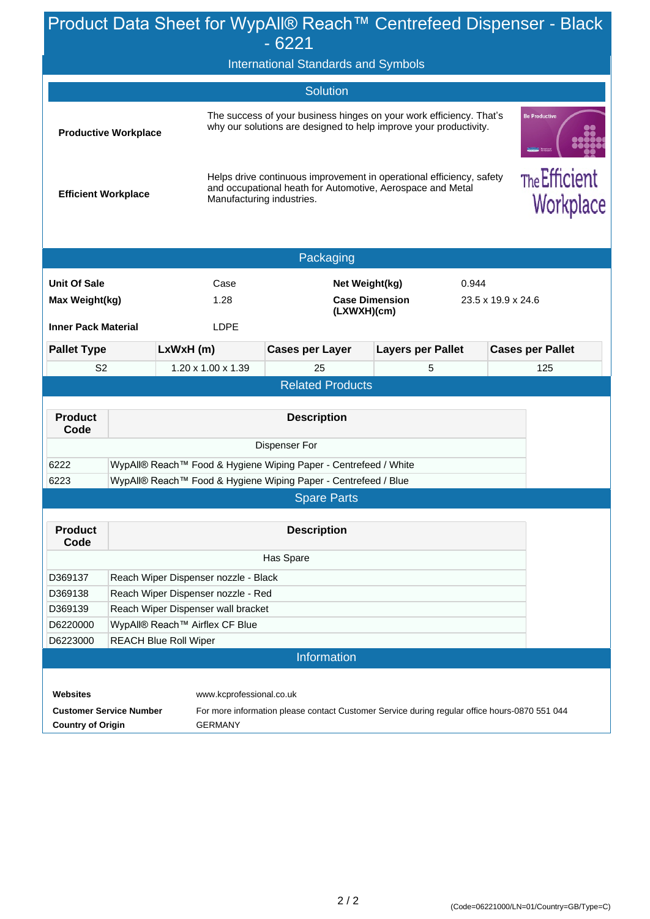# Product Data Sheet for WypAll® Reach™ Centrefeed Dispenser - Black - 6221

International Standards and Symbols

## Solution

| | | |
|---|---|---|
| **Productive Workplace** | The success of your business hinges on your work efficiency. That's why our solutions are designed to help improve your productivity. | |
| **Efficient Workplace** | Helps drive continuous improvement in operational efficiency, safety and occupational heath for Automotive, Aerospace and Metal Manufacturing industries. | |

## Packaging

| | | | |
|---|---|---|---|
| **Unit Of Sale** | Case | **Net Weight(kg)** | 0.944 |
| **Max Weight(kg)** | 1.28 | **Case Dimension (LXWXH)(cm)** | 23.5 x 19.9 x 24.6 |
| **Inner Pack Material** | LDPE | | |

| Pallet Type | LxWxH (m) | Cases per Layer | Layers per Pallet | Cases per Pallet |
|---|---|---|---|---|
| S2 | 1.20 x 1.00 x 1.39 | 25 | 5 | 125 |

## Related Products

| Product Code | Description |
|---|---|
| | Dispenser For |
| 6222 | WypAll® Reach™ Food & Hygiene Wiping Paper - Centrefeed / White |
| 6223 | WypAll® Reach™ Food & Hygiene Wiping Paper - Centrefeed / Blue |

## Spare Parts

| Product Code | Description |
|---|---|
| | Has Spare |
| D369137 | Reach Wiper Dispenser nozzle - Black |
| D369138 | Reach Wiper Dispenser nozzle - Red |
| D369139 | Reach Wiper Dispenser wall bracket |
| D6220000 | WypAll® Reach™ Airflex CF Blue |
| D6223000 | REACH Blue Roll Wiper |

## Information

| | |
|---|---|
| **Websites** | www.kcprofessional.co.uk |
| **Customer Service Number** | For more information please contact Customer Service during regular office hours-0870 551 044 |
| **Country of Origin** | GERMANY |

(Code=06221000/LN=01/Country=GB/Type=C)